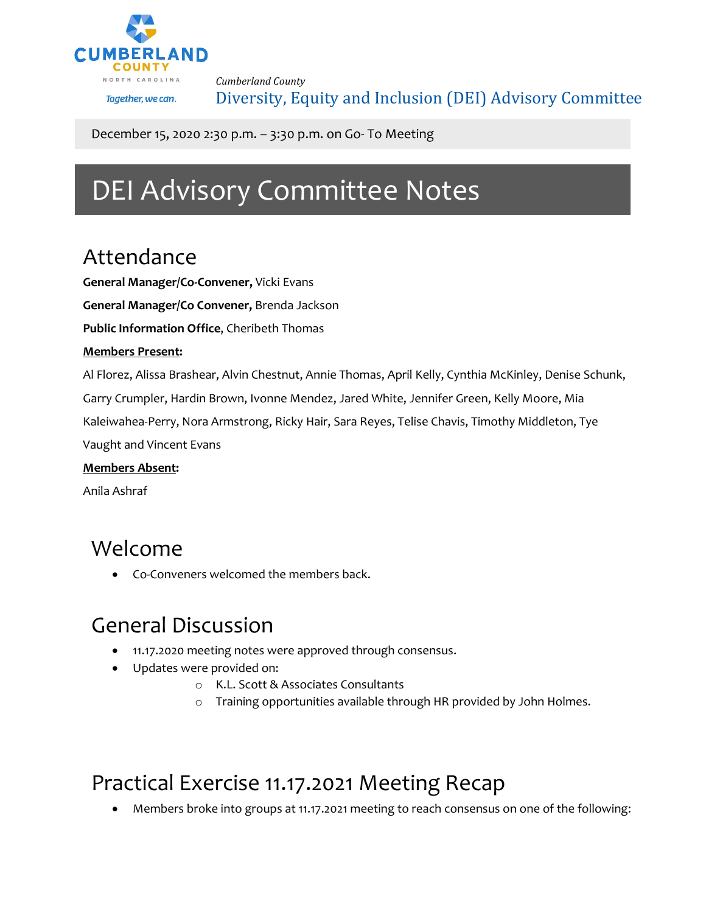Cumberland County

Together, we can.

*Cumberland County*

Diversity, Equity and Inclusion (DEI) Advisory Committee

December 15, 2020 2:30 p.m. – 3:30 p.m. on Go- To Meeting

# DEI Advisory Committee Notes

## Attendance

**General Manager/Co-Convener,** Vicki Evans

**General Manager/Co Convener,** Brenda Jackson

**Public Information Office**, Cheribeth Thomas

**Members Present:**

Al Florez, Alissa Brashear, Alvin Chestnut, Annie Thomas, April Kelly, Cynthia McKinley, Denise Schunk, Garry Crumpler, Hardin Brown, Ivonne Mendez, Jared White, Jennifer Green, Kelly Moore, Mia Kaleiwahea-Perry, Nora Armstrong, Ricky Hair, Sara Reyes, Telise Chavis, Timothy Middleton, Tye Vaught and Vincent Evans

**Members Absent:**

Anila Ashraf

## Welcome

- Co-Conveners welcomed the members back.

## General Discussion

- 11.17.2020 meeting notes were approved through consensus.
- Updates were provided on:
  - K.L. Scott & Associates Consultants
  - Training opportunities available through HR provided by John Holmes.

## Practical Exercise 11.17.2021 Meeting Recap

- Members broke into groups at 11.17.2021 meeting to reach consensus on one of the following: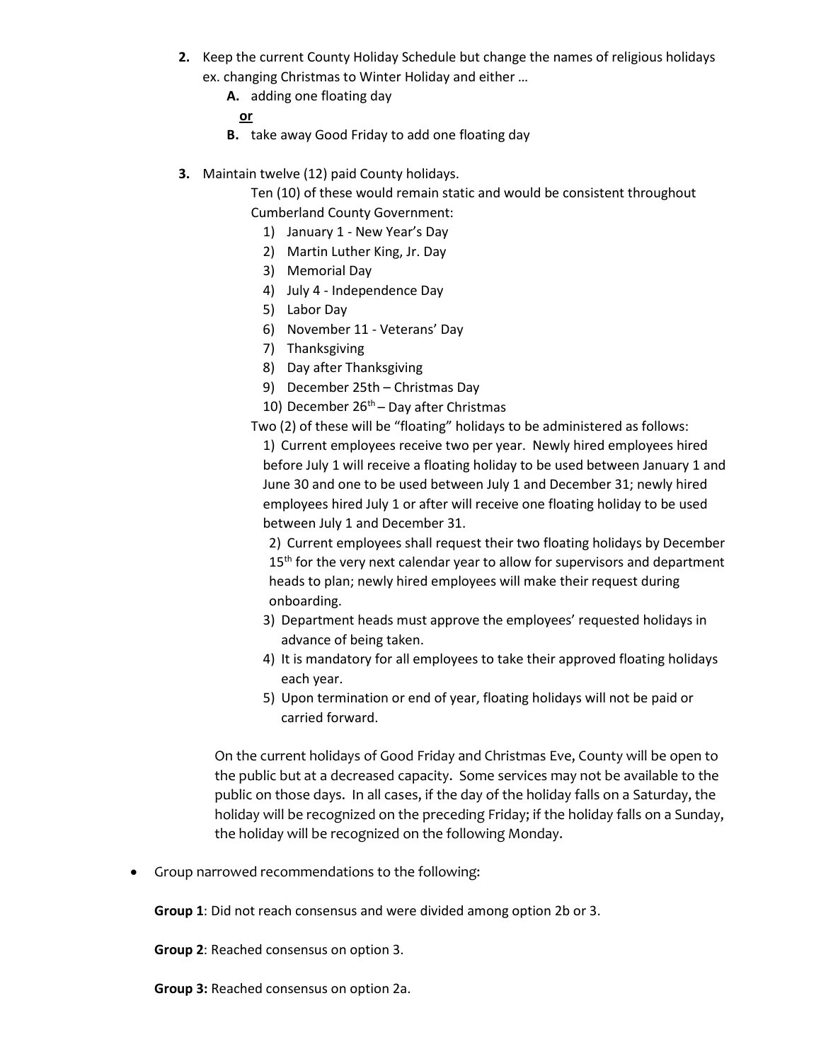2. Keep the current County Holiday Schedule but change the names of religious holidays ex. changing Christmas to Winter Holiday and either …
   - **A.** adding one floating day

     **<u>or</u>**
   - **B.** take away Good Friday to add one floating day

3. Maintain twelve (12) paid County holidays.

   Ten (10) of these would remain static and would be consistent throughout Cumberland County Government:
   1) January 1 - New Year's Day
   2) Martin Luther King, Jr. Day
   3) Memorial Day
   4) July 4 - Independence Day
   5) Labor Day
   6) November 11 - Veterans' Day
   7) Thanksgiving
   8) Day after Thanksgiving
   9) December 25th – Christmas Day
   10) December 26th – Day after Christmas

   Two (2) of these will be "floating" holidays to be administered as follows:
   1) Current employees receive two per year. Newly hired employees hired before July 1 will receive a floating holiday to be used between January 1 and June 30 and one to be used between July 1 and December 31; newly hired employees hired July 1 or after will receive one floating holiday to be used between July 1 and December 31.
   2) Current employees shall request their two floating holidays by December 15th for the very next calendar year to allow for supervisors and department heads to plan; newly hired employees will make their request during onboarding.
   3) Department heads must approve the employees' requested holidays in advance of being taken.
   4) It is mandatory for all employees to take their approved floating holidays each year.
   5) Upon termination or end of year, floating holidays will not be paid or carried forward.

   On the current holidays of Good Friday and Christmas Eve, County will be open to the public but at a decreased capacity. Some services may not be available to the public on those days. In all cases, if the day of the holiday falls on a Saturday, the holiday will be recognized on the preceding Friday; if the holiday falls on a Sunday, the holiday will be recognized on the following Monday.

- Group narrowed recommendations to the following:

  **Group 1**: Did not reach consensus and were divided among option 2b or 3.

  **Group 2**: Reached consensus on option 3.

  **Group 3:** Reached consensus on option 2a.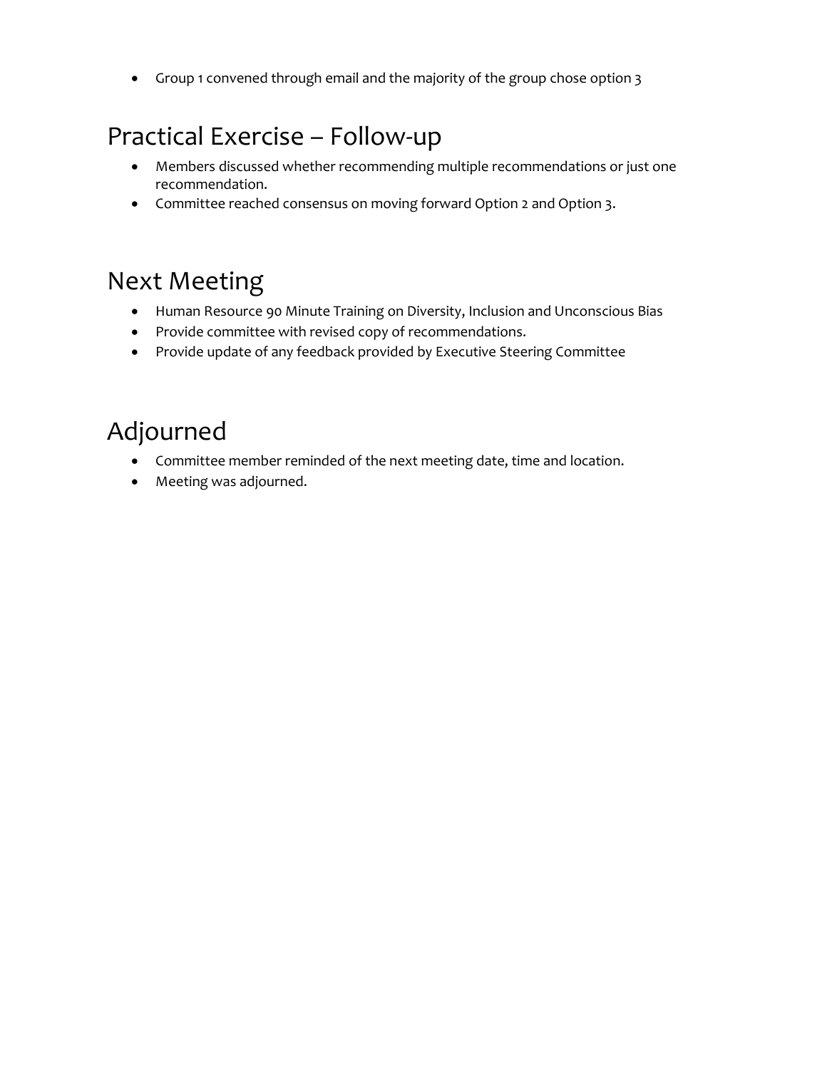- Group 1 convened through email and the majority of the group chose option 3

# Practical Exercise – Follow-up

- Members discussed whether recommending multiple recommendations or just one recommendation.
- Committee reached consensus on moving forward Option 2 and Option 3.

# Next Meeting

- Human Resource 90 Minute Training on Diversity, Inclusion and Unconscious Bias
- Provide committee with revised copy of recommendations.
- Provide update of any feedback provided by Executive Steering Committee

# Adjourned

- Committee member reminded of the next meeting date, time and location.
- Meeting was adjourned.